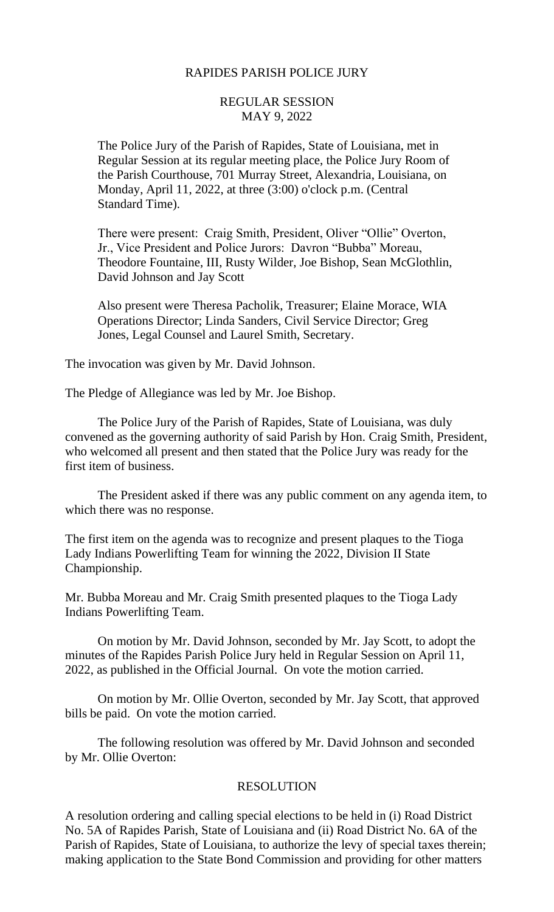RAPIDES PARISH POLICE JURY

REGULAR SESSION
MAY 9, 2022

The Police Jury of the Parish of Rapides, State of Louisiana, met in Regular Session at its regular meeting place, the Police Jury Room of the Parish Courthouse, 701 Murray Street, Alexandria, Louisiana, on Monday, April 11, 2022, at three (3:00) o'clock p.m. (Central Standard Time).

There were present: Craig Smith, President, Oliver "Ollie" Overton, Jr., Vice President and Police Jurors: Davron "Bubba" Moreau, Theodore Fountaine, III, Rusty Wilder, Joe Bishop, Sean McGlothlin, David Johnson and Jay Scott

Also present were Theresa Pacholik, Treasurer; Elaine Morace, WIA Operations Director; Linda Sanders, Civil Service Director; Greg Jones, Legal Counsel and Laurel Smith, Secretary.

The invocation was given by Mr. David Johnson.

The Pledge of Allegiance was led by Mr. Joe Bishop.

The Police Jury of the Parish of Rapides, State of Louisiana, was duly convened as the governing authority of said Parish by Hon. Craig Smith, President, who welcomed all present and then stated that the Police Jury was ready for the first item of business.

The President asked if there was any public comment on any agenda item, to which there was no response.

The first item on the agenda was to recognize and present plaques to the Tioga Lady Indians Powerlifting Team for winning the 2022, Division II State Championship.

Mr. Bubba Moreau and Mr. Craig Smith presented plaques to the Tioga Lady Indians Powerlifting Team.

On motion by Mr. David Johnson, seconded by Mr. Jay Scott, to adopt the minutes of the Rapides Parish Police Jury held in Regular Session on April 11, 2022, as published in the Official Journal. On vote the motion carried.

On motion by Mr. Ollie Overton, seconded by Mr. Jay Scott, that approved bills be paid. On vote the motion carried.

The following resolution was offered by Mr. David Johnson and seconded by Mr. Ollie Overton:

RESOLUTION

A resolution ordering and calling special elections to be held in (i) Road District No. 5A of Rapides Parish, State of Louisiana and (ii) Road District No. 6A of the Parish of Rapides, State of Louisiana, to authorize the levy of special taxes therein; making application to the State Bond Commission and providing for other matters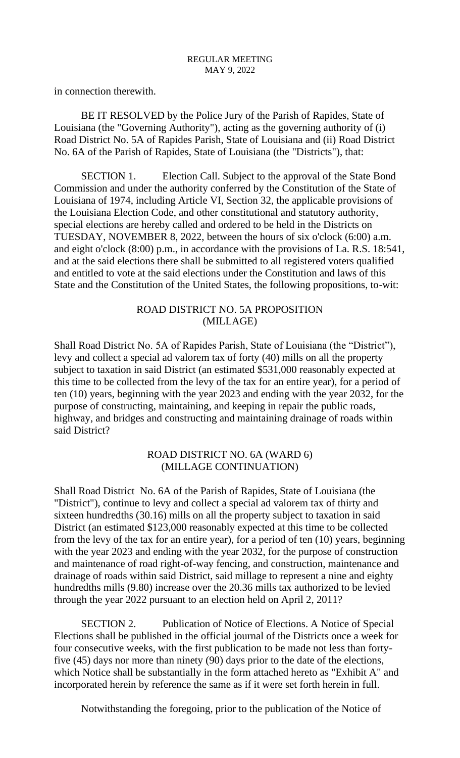in connection therewith.

BE IT RESOLVED by the Police Jury of the Parish of Rapides, State of Louisiana (the "Governing Authority"), acting as the governing authority of (i) Road District No. 5A of Rapides Parish, State of Louisiana and (ii) Road District No. 6A of the Parish of Rapides, State of Louisiana (the "Districts"), that:

SECTION 1. Election Call. Subject to the approval of the State Bond Commission and under the authority conferred by the Constitution of the State of Louisiana of 1974, including Article VI, Section 32, the applicable provisions of the Louisiana Election Code, and other constitutional and statutory authority, special elections are hereby called and ordered to be held in the Districts on TUESDAY, NOVEMBER 8, 2022, between the hours of six o'clock (6:00) a.m. and eight o'clock (8:00) p.m., in accordance with the provisions of La. R.S. 18:541, and at the said elections there shall be submitted to all registered voters qualified and entitled to vote at the said elections under the Constitution and laws of this State and the Constitution of the United States, the following propositions, to-wit:

ROAD DISTRICT NO. 5A PROPOSITION
(MILLAGE)

Shall Road District No. 5A of Rapides Parish, State of Louisiana (the "District"), levy and collect a special ad valorem tax of forty (40) mills on all the property subject to taxation in said District (an estimated $531,000 reasonably expected at this time to be collected from the levy of the tax for an entire year), for a period of ten (10) years, beginning with the year 2023 and ending with the year 2032, for the purpose of constructing, maintaining, and keeping in repair the public roads, highway, and bridges and constructing and maintaining drainage of roads within said District?

ROAD DISTRICT NO. 6A (WARD 6)
(MILLAGE CONTINUATION)

Shall Road District No. 6A of the Parish of Rapides, State of Louisiana (the "District"), continue to levy and collect a special ad valorem tax of thirty and sixteen hundredths (30.16) mills on all the property subject to taxation in said District (an estimated $123,000 reasonably expected at this time to be collected from the levy of the tax for an entire year), for a period of ten (10) years, beginning with the year 2023 and ending with the year 2032, for the purpose of construction and maintenance of road right-of-way fencing, and construction, maintenance and drainage of roads within said District, said millage to represent a nine and eighty hundredths mills (9.80) increase over the 20.36 mills tax authorized to be levied through the year 2022 pursuant to an election held on April 2, 2011?

SECTION 2. Publication of Notice of Elections. A Notice of Special Elections shall be published in the official journal of the Districts once a week for four consecutive weeks, with the first publication to be made not less than forty-five (45) days nor more than ninety (90) days prior to the date of the elections, which Notice shall be substantially in the form attached hereto as "Exhibit A" and incorporated herein by reference the same as if it were set forth herein in full.

Notwithstanding the foregoing, prior to the publication of the Notice of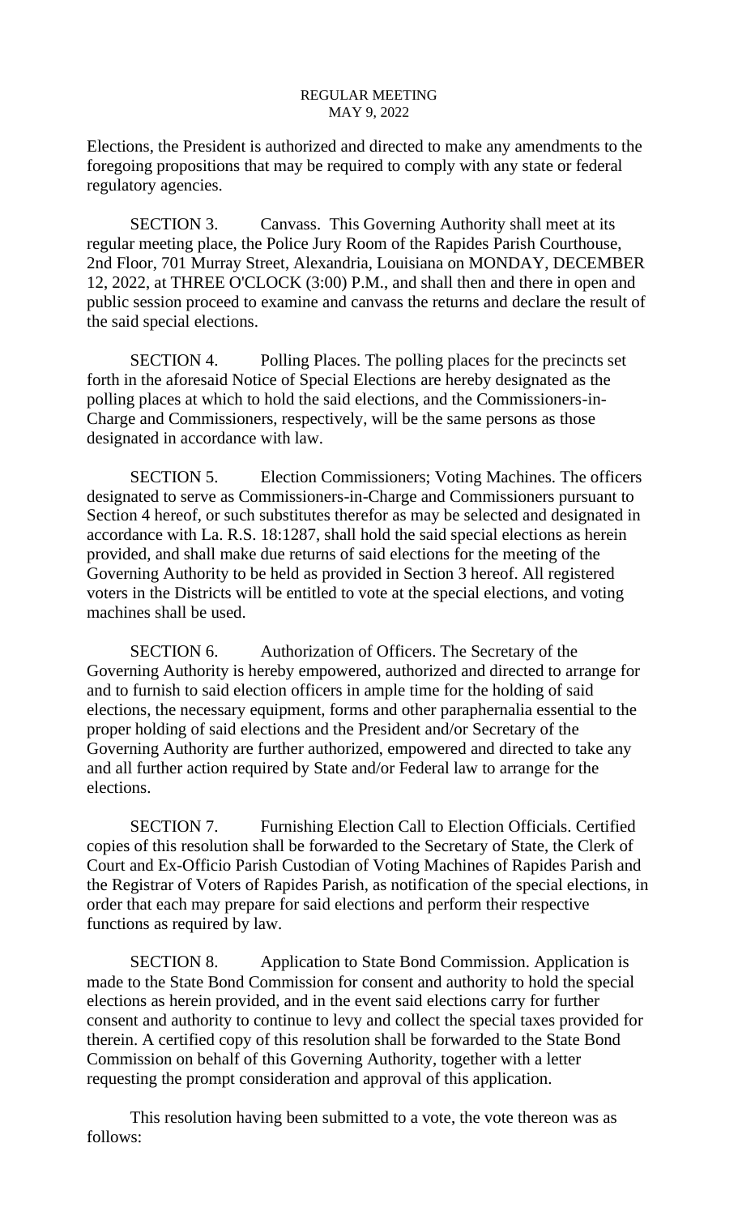Elections, the President is authorized and directed to make any amendments to the foregoing propositions that may be required to comply with any state or federal regulatory agencies.

SECTION 3. Canvass. This Governing Authority shall meet at its regular meeting place, the Police Jury Room of the Rapides Parish Courthouse, 2nd Floor, 701 Murray Street, Alexandria, Louisiana on MONDAY, DECEMBER 12, 2022, at THREE O'CLOCK (3:00) P.M., and shall then and there in open and public session proceed to examine and canvass the returns and declare the result of the said special elections.

SECTION 4. Polling Places. The polling places for the precincts set forth in the aforesaid Notice of Special Elections are hereby designated as the polling places at which to hold the said elections, and the Commissioners-in-Charge and Commissioners, respectively, will be the same persons as those designated in accordance with law.

SECTION 5. Election Commissioners; Voting Machines. The officers designated to serve as Commissioners-in-Charge and Commissioners pursuant to Section 4 hereof, or such substitutes therefor as may be selected and designated in accordance with La. R.S. 18:1287, shall hold the said special elections as herein provided, and shall make due returns of said elections for the meeting of the Governing Authority to be held as provided in Section 3 hereof. All registered voters in the Districts will be entitled to vote at the special elections, and voting machines shall be used.

SECTION 6. Authorization of Officers. The Secretary of the Governing Authority is hereby empowered, authorized and directed to arrange for and to furnish to said election officers in ample time for the holding of said elections, the necessary equipment, forms and other paraphernalia essential to the proper holding of said elections and the President and/or Secretary of the Governing Authority are further authorized, empowered and directed to take any and all further action required by State and/or Federal law to arrange for the elections.

SECTION 7. Furnishing Election Call to Election Officials. Certified copies of this resolution shall be forwarded to the Secretary of State, the Clerk of Court and Ex-Officio Parish Custodian of Voting Machines of Rapides Parish and the Registrar of Voters of Rapides Parish, as notification of the special elections, in order that each may prepare for said elections and perform their respective functions as required by law.

SECTION 8. Application to State Bond Commission. Application is made to the State Bond Commission for consent and authority to hold the special elections as herein provided, and in the event said elections carry for further consent and authority to continue to levy and collect the special taxes provided for therein. A certified copy of this resolution shall be forwarded to the State Bond Commission on behalf of this Governing Authority, together with a letter requesting the prompt consideration and approval of this application.

This resolution having been submitted to a vote, the vote thereon was as follows: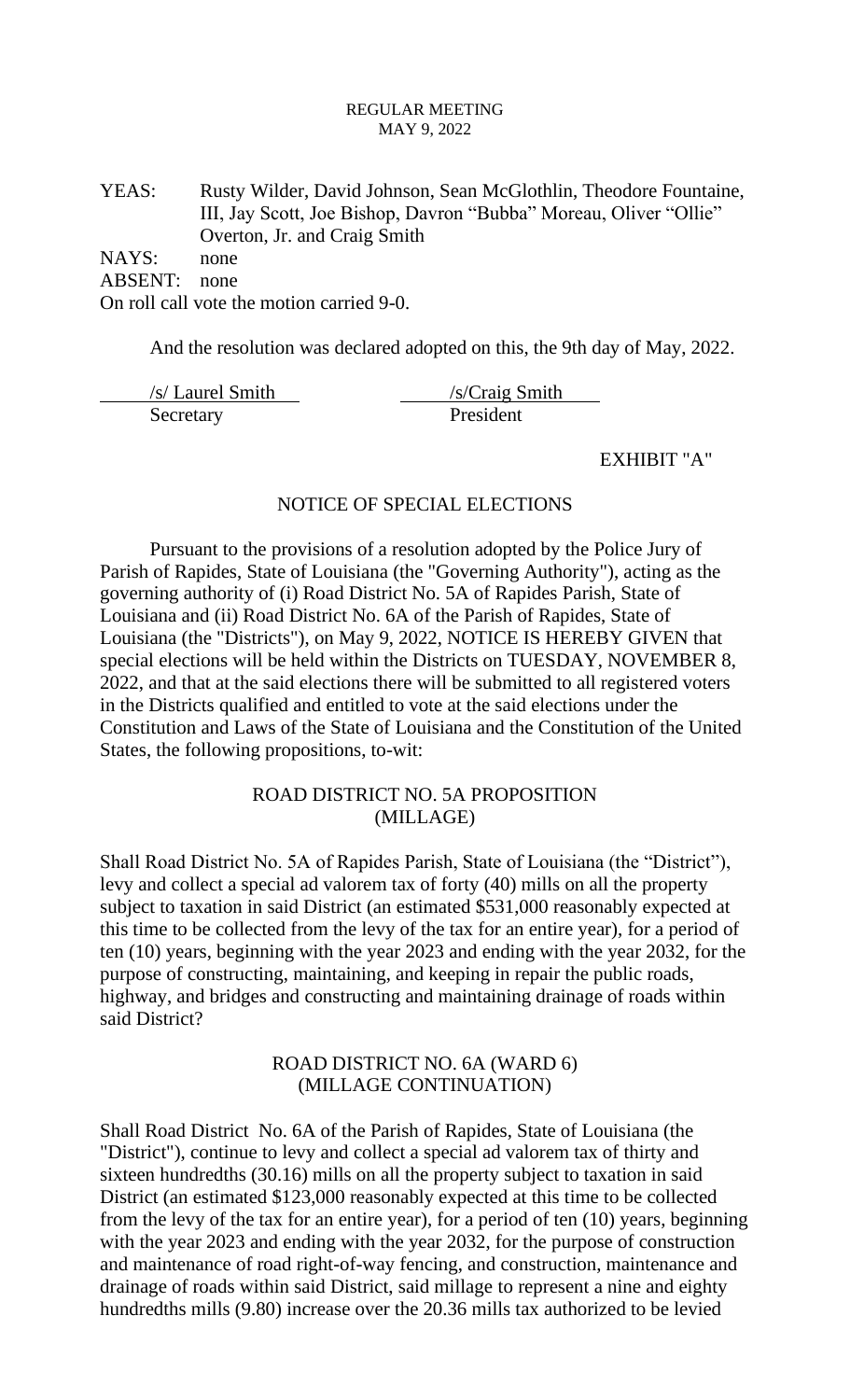REGULAR MEETING
MAY 9, 2022

YEAS: Rusty Wilder, David Johnson, Sean McGlothlin, Theodore Fountaine, III, Jay Scott, Joe Bishop, Davron "Bubba" Moreau, Oliver "Ollie" Overton, Jr. and Craig Smith

NAYS: none

ABSENT: none

On roll call vote the motion carried 9-0.

And the resolution was declared adopted on this, the 9th day of May, 2022.

/s/ Laurel Smith
Secretary

/s/Craig Smith
President

EXHIBIT "A"

## NOTICE OF SPECIAL ELECTIONS

Pursuant to the provisions of a resolution adopted by the Police Jury of Parish of Rapides, State of Louisiana (the "Governing Authority"), acting as the governing authority of (i) Road District No. 5A of Rapides Parish, State of Louisiana and (ii) Road District No. 6A of the Parish of Rapides, State of Louisiana (the "Districts"), on May 9, 2022, NOTICE IS HEREBY GIVEN that special elections will be held within the Districts on TUESDAY, NOVEMBER 8, 2022, and that at the said elections there will be submitted to all registered voters in the Districts qualified and entitled to vote at the said elections under the Constitution and Laws of the State of Louisiana and the Constitution of the United States, the following propositions, to-wit:

### ROAD DISTRICT NO. 5A PROPOSITION (MILLAGE)

Shall Road District No. 5A of Rapides Parish, State of Louisiana (the "District"), levy and collect a special ad valorem tax of forty (40) mills on all the property subject to taxation in said District (an estimated $531,000 reasonably expected at this time to be collected from the levy of the tax for an entire year), for a period of ten (10) years, beginning with the year 2023 and ending with the year 2032, for the purpose of constructing, maintaining, and keeping in repair the public roads, highway, and bridges and constructing and maintaining drainage of roads within said District?

### ROAD DISTRICT NO. 6A (WARD 6) (MILLAGE CONTINUATION)

Shall Road District No. 6A of the Parish of Rapides, State of Louisiana (the "District"), continue to levy and collect a special ad valorem tax of thirty and sixteen hundredths (30.16) mills on all the property subject to taxation in said District (an estimated $123,000 reasonably expected at this time to be collected from the levy of the tax for an entire year), for a period of ten (10) years, beginning with the year 2023 and ending with the year 2032, for the purpose of construction and maintenance of road right-of-way fencing, and construction, maintenance and drainage of roads within said District, said millage to represent a nine and eighty hundredths mills (9.80) increase over the 20.36 mills tax authorized to be levied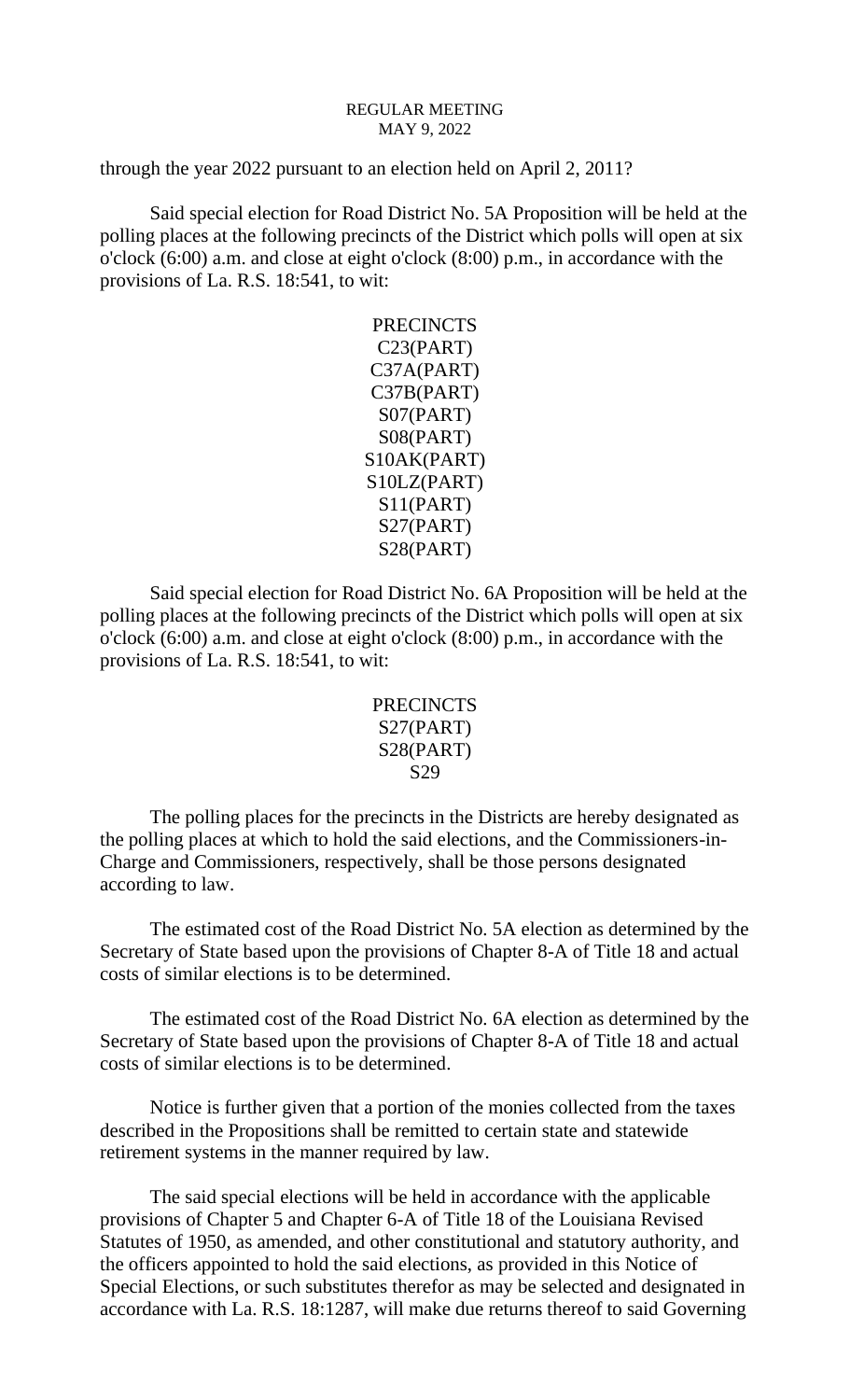through the year 2022 pursuant to an election held on April 2, 2011?

Said special election for Road District No. 5A Proposition will be held at the polling places at the following precincts of the District which polls will open at six o'clock (6:00) a.m. and close at eight o'clock (8:00) p.m., in accordance with the provisions of La. R.S. 18:541, to wit:

PRECINCTS
C23(PART)
C37A(PART)
C37B(PART)
S07(PART)
S08(PART)
S10AK(PART)
S10LZ(PART)
S11(PART)
S27(PART)
S28(PART)

Said special election for Road District No. 6A Proposition will be held at the polling places at the following precincts of the District which polls will open at six o'clock (6:00) a.m. and close at eight o'clock (8:00) p.m., in accordance with the provisions of La. R.S. 18:541, to wit:

PRECINCTS
S27(PART)
S28(PART)
S29

The polling places for the precincts in the Districts are hereby designated as the polling places at which to hold the said elections, and the Commissioners-in-Charge and Commissioners, respectively, shall be those persons designated according to law.

The estimated cost of the Road District No. 5A election as determined by the Secretary of State based upon the provisions of Chapter 8-A of Title 18 and actual costs of similar elections is to be determined.

The estimated cost of the Road District No. 6A election as determined by the Secretary of State based upon the provisions of Chapter 8-A of Title 18 and actual costs of similar elections is to be determined.

Notice is further given that a portion of the monies collected from the taxes described in the Propositions shall be remitted to certain state and statewide retirement systems in the manner required by law.

The said special elections will be held in accordance with the applicable provisions of Chapter 5 and Chapter 6-A of Title 18 of the Louisiana Revised Statutes of 1950, as amended, and other constitutional and statutory authority, and the officers appointed to hold the said elections, as provided in this Notice of Special Elections, or such substitutes therefor as may be selected and designated in accordance with La. R.S. 18:1287, will make due returns thereof to said Governing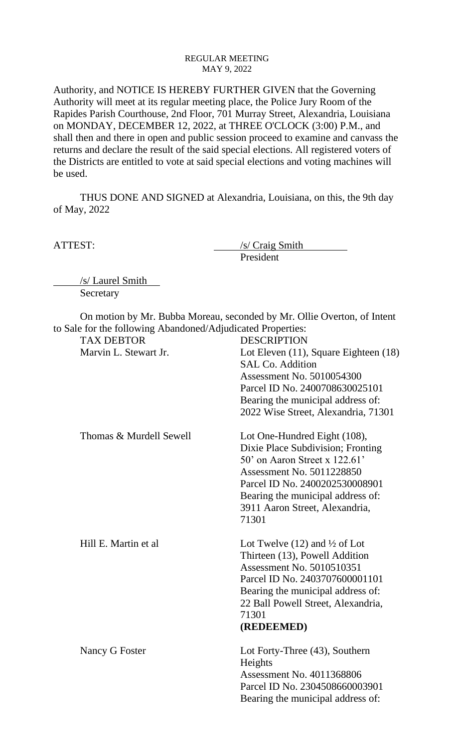Authority, and NOTICE IS HEREBY FURTHER GIVEN that the Governing Authority will meet at its regular meeting place, the Police Jury Room of the Rapides Parish Courthouse, 2nd Floor, 701 Murray Street, Alexandria, Louisiana on MONDAY, DECEMBER 12, 2022, at THREE O'CLOCK (3:00) P.M., and shall then and there in open and public session proceed to examine and canvass the returns and declare the result of the said special elections. All registered voters of the Districts are entitled to vote at said special elections and voting machines will be used.

THUS DONE AND SIGNED at Alexandria, Louisiana, on this, the 9th day of May, 2022

ATTEST: /s/ Craig Smith
President

/s/ Laurel Smith
Secretary

On motion by Mr. Bubba Moreau, seconded by Mr. Ollie Overton, of Intent to Sale for the following Abandoned/Adjudicated Properties:

| TAX DEBTOR | DESCRIPTION |
|---|---|
| Marvin L. Stewart Jr. | Lot Eleven (11), Square Eighteen (18) SAL Co. Addition<br>Assessment No. 5010054300<br>Parcel ID No. 2400708630025101<br>Bearing the municipal address of:<br>2022 Wise Street, Alexandria, 71301 |
| Thomas & Murdell Sewell | Lot One-Hundred Eight (108), Dixie Place Subdivision; Fronting 50' on Aaron Street x 122.61'<br>Assessment No. 5011228850<br>Parcel ID No. 2400202530008901<br>Bearing the municipal address of:<br>3911 Aaron Street, Alexandria, 71301 |
| Hill E. Martin et al | Lot Twelve (12) and ½ of Lot Thirteen (13), Powell Addition<br>Assessment No. 5010510351<br>Parcel ID No. 2403707600001101<br>Bearing the municipal address of:<br>22 Ball Powell Street, Alexandria, 71301<br>**(REDEEMED)** |
| Nancy G Foster | Lot Forty-Three (43), Southern Heights<br>Assessment No. 4011368806<br>Parcel ID No. 2304508660003901<br>Bearing the municipal address of: |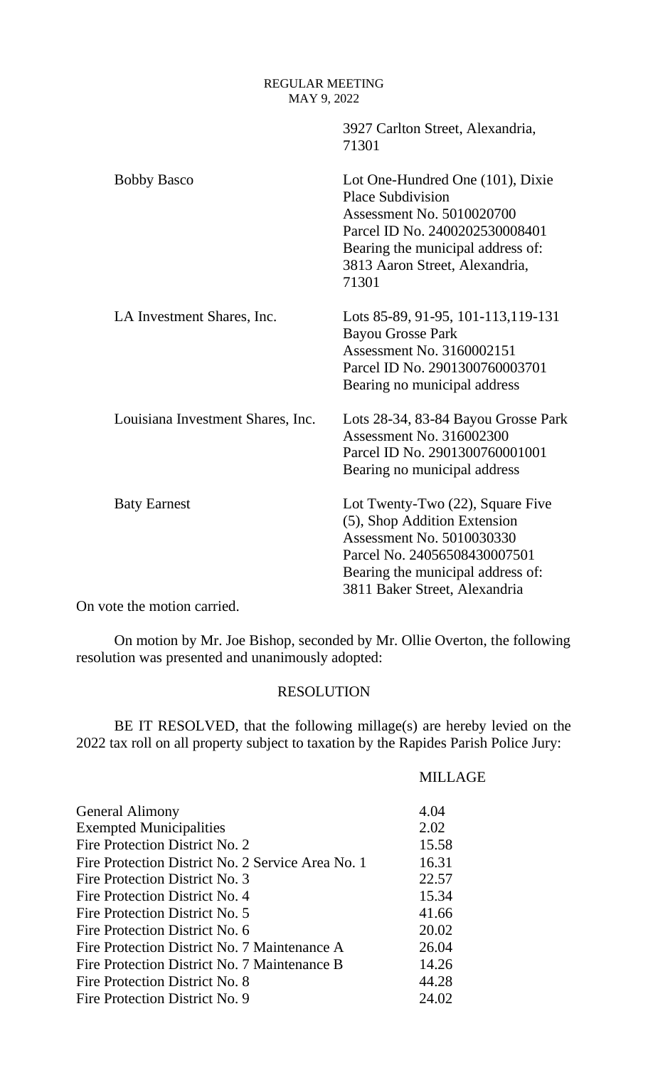3927 Carlton Street, Alexandria, 71301

| | |
|---|---|
| Bobby Basco | Lot One-Hundred One (101), Dixie Place Subdivision<br>Assessment No. 5010020700<br>Parcel ID No. 2400202530008401<br>Bearing the municipal address of: 3813 Aaron Street, Alexandria, 71301 |
| LA Investment Shares, Inc. | Lots 85-89, 91-95, 101-113,119-131 Bayou Grosse Park<br>Assessment No. 3160002151<br>Parcel ID No. 2901300760003701<br>Bearing no municipal address |
| Louisiana Investment Shares, Inc. | Lots 28-34, 83-84 Bayou Grosse Park<br>Assessment No. 316002300<br>Parcel ID No. 2901300760001001<br>Bearing no municipal address |
| Baty Earnest | Lot Twenty-Two (22), Square Five (5), Shop Addition Extension<br>Assessment No. 5010030330<br>Parcel No. 24056508430007501<br>Bearing the municipal address of: 3811 Baker Street, Alexandria |

On vote the motion carried.

On motion by Mr. Joe Bishop, seconded by Mr. Ollie Overton, the following resolution was presented and unanimously adopted:

## RESOLUTION

BE IT RESOLVED, that the following millage(s) are hereby levied on the 2022 tax roll on all property subject to taxation by the Rapides Parish Police Jury:

| | MILLAGE |
|---|---|
| General Alimony | 4.04 |
| Exempted Municipalities | 2.02 |
| Fire Protection District No. 2 | 15.58 |
| Fire Protection District No. 2 Service Area No. 1 | 16.31 |
| Fire Protection District No. 3 | 22.57 |
| Fire Protection District No. 4 | 15.34 |
| Fire Protection District No. 5 | 41.66 |
| Fire Protection District No. 6 | 20.02 |
| Fire Protection District No. 7 Maintenance A | 26.04 |
| Fire Protection District No. 7 Maintenance B | 14.26 |
| Fire Protection District No. 8 | 44.28 |
| Fire Protection District No. 9 | 24.02 |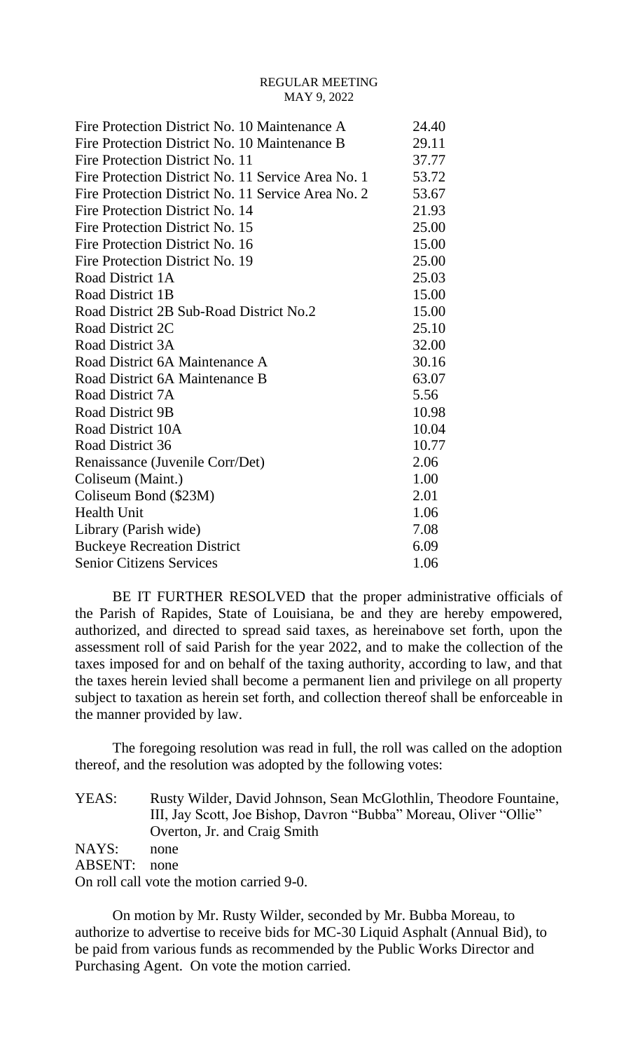| | |
|---|---|
| Fire Protection District No. 10 Maintenance A | 24.40 |
| Fire Protection District No. 10 Maintenance B | 29.11 |
| Fire Protection District No. 11 | 37.77 |
| Fire Protection District No. 11 Service Area No. 1 | 53.72 |
| Fire Protection District No. 11 Service Area No. 2 | 53.67 |
| Fire Protection District No. 14 | 21.93 |
| Fire Protection District No. 15 | 25.00 |
| Fire Protection District No. 16 | 15.00 |
| Fire Protection District No. 19 | 25.00 |
| Road District 1A | 25.03 |
| Road District 1B | 15.00 |
| Road District 2B Sub-Road District No.2 | 15.00 |
| Road District 2C | 25.10 |
| Road District 3A | 32.00 |
| Road District 6A Maintenance A | 30.16 |
| Road District 6A Maintenance B | 63.07 |
| Road District 7A | 5.56 |
| Road District 9B | 10.98 |
| Road District 10A | 10.04 |
| Road District 36 | 10.77 |
| Renaissance (Juvenile Corr/Det) | 2.06 |
| Coliseum (Maint.) | 1.00 |
| Coliseum Bond ($23M) | 2.01 |
| Health Unit | 1.06 |
| Library (Parish wide) | 7.08 |
| Buckeye Recreation District | 6.09 |
| Senior Citizens Services | 1.06 |

BE IT FURTHER RESOLVED that the proper administrative officials of the Parish of Rapides, State of Louisiana, be and they are hereby empowered, authorized, and directed to spread said taxes, as hereinabove set forth, upon the assessment roll of said Parish for the year 2022, and to make the collection of the taxes imposed for and on behalf of the taxing authority, according to law, and that the taxes herein levied shall become a permanent lien and privilege on all property subject to taxation as herein set forth, and collection thereof shall be enforceable in the manner provided by law.

The foregoing resolution was read in full, the roll was called on the adoption thereof, and the resolution was adopted by the following votes:

YEAS: Rusty Wilder, David Johnson, Sean McGlothlin, Theodore Fountaine, III, Jay Scott, Joe Bishop, Davron "Bubba" Moreau, Oliver "Ollie" Overton, Jr. and Craig Smith
NAYS: none
ABSENT: none
On roll call vote the motion carried 9-0.

On motion by Mr. Rusty Wilder, seconded by Mr. Bubba Moreau, to authorize to advertise to receive bids for MC-30 Liquid Asphalt (Annual Bid), to be paid from various funds as recommended by the Public Works Director and Purchasing Agent. On vote the motion carried.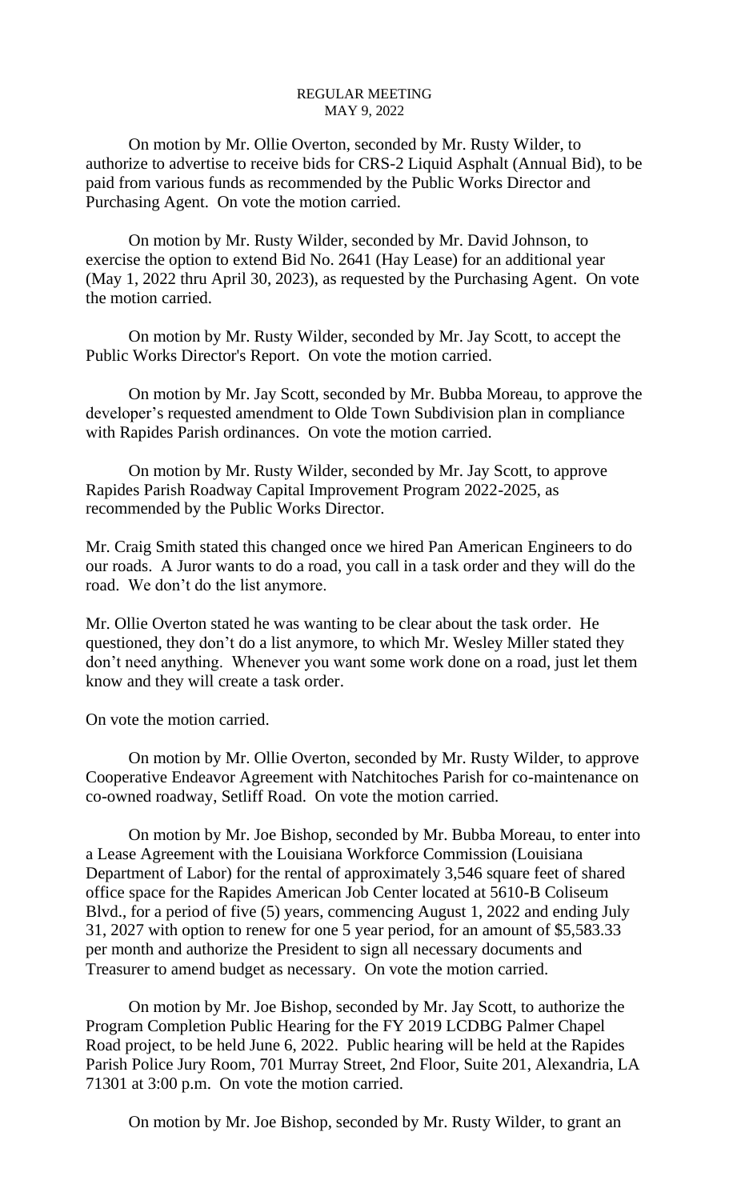REGULAR MEETING
MAY 9, 2022

On motion by Mr. Ollie Overton, seconded by Mr. Rusty Wilder, to authorize to advertise to receive bids for CRS-2 Liquid Asphalt (Annual Bid), to be paid from various funds as recommended by the Public Works Director and Purchasing Agent. On vote the motion carried.

On motion by Mr. Rusty Wilder, seconded by Mr. David Johnson, to exercise the option to extend Bid No. 2641 (Hay Lease) for an additional year (May 1, 2022 thru April 30, 2023), as requested by the Purchasing Agent. On vote the motion carried.

On motion by Mr. Rusty Wilder, seconded by Mr. Jay Scott, to accept the Public Works Director's Report. On vote the motion carried.

On motion by Mr. Jay Scott, seconded by Mr. Bubba Moreau, to approve the developer's requested amendment to Olde Town Subdivision plan in compliance with Rapides Parish ordinances. On vote the motion carried.

On motion by Mr. Rusty Wilder, seconded by Mr. Jay Scott, to approve Rapides Parish Roadway Capital Improvement Program 2022-2025, as recommended by the Public Works Director.

Mr. Craig Smith stated this changed once we hired Pan American Engineers to do our roads. A Juror wants to do a road, you call in a task order and they will do the road. We don't do the list anymore.

Mr. Ollie Overton stated he was wanting to be clear about the task order. He questioned, they don't do a list anymore, to which Mr. Wesley Miller stated they don't need anything. Whenever you want some work done on a road, just let them know and they will create a task order.

On vote the motion carried.

On motion by Mr. Ollie Overton, seconded by Mr. Rusty Wilder, to approve Cooperative Endeavor Agreement with Natchitoches Parish for co-maintenance on co-owned roadway, Setliff Road. On vote the motion carried.

On motion by Mr. Joe Bishop, seconded by Mr. Bubba Moreau, to enter into a Lease Agreement with the Louisiana Workforce Commission (Louisiana Department of Labor) for the rental of approximately 3,546 square feet of shared office space for the Rapides American Job Center located at 5610-B Coliseum Blvd., for a period of five (5) years, commencing August 1, 2022 and ending July 31, 2027 with option to renew for one 5 year period, for an amount of $5,583.33 per month and authorize the President to sign all necessary documents and Treasurer to amend budget as necessary. On vote the motion carried.

On motion by Mr. Joe Bishop, seconded by Mr. Jay Scott, to authorize the Program Completion Public Hearing for the FY 2019 LCDBG Palmer Chapel Road project, to be held June 6, 2022. Public hearing will be held at the Rapides Parish Police Jury Room, 701 Murray Street, 2nd Floor, Suite 201, Alexandria, LA 71301 at 3:00 p.m. On vote the motion carried.

On motion by Mr. Joe Bishop, seconded by Mr. Rusty Wilder, to grant an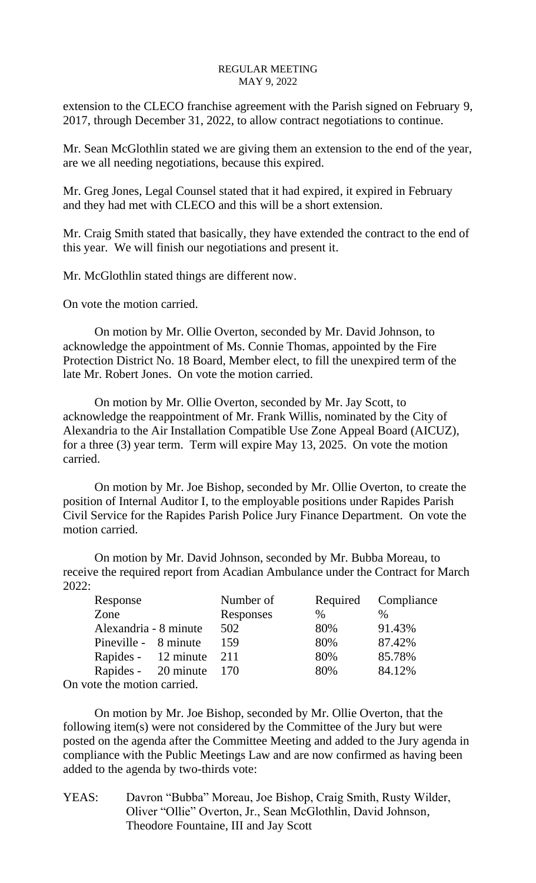extension to the CLECO franchise agreement with the Parish signed on February 9, 2017, through December 31, 2022, to allow contract negotiations to continue.

Mr. Sean McGlothlin stated we are giving them an extension to the end of the year, are we all needing negotiations, because this expired.

Mr. Greg Jones, Legal Counsel stated that it had expired, it expired in February and they had met with CLECO and this will be a short extension.

Mr. Craig Smith stated that basically, they have extended the contract to the end of this year. We will finish our negotiations and present it.

Mr. McGlothlin stated things are different now.

On vote the motion carried.

On motion by Mr. Ollie Overton, seconded by Mr. David Johnson, to acknowledge the appointment of Ms. Connie Thomas, appointed by the Fire Protection District No. 18 Board, Member elect, to fill the unexpired term of the late Mr. Robert Jones. On vote the motion carried.

On motion by Mr. Ollie Overton, seconded by Mr. Jay Scott, to acknowledge the reappointment of Mr. Frank Willis, nominated by the City of Alexandria to the Air Installation Compatible Use Zone Appeal Board (AICUZ), for a three (3) year term. Term will expire May 13, 2025. On vote the motion carried.

On motion by Mr. Joe Bishop, seconded by Mr. Ollie Overton, to create the position of Internal Auditor I, to the employable positions under Rapides Parish Civil Service for the Rapides Parish Police Jury Finance Department. On vote the motion carried.

On motion by Mr. David Johnson, seconded by Mr. Bubba Moreau, to receive the required report from Acadian Ambulance under the Contract for March 2022:

| Response Zone | Number of Responses | Required % | Compliance % |
|---|---|---|---|
| Alexandria - 8 minute | 502 | 80% | 91.43% |
| Pineville - 8 minute | 159 | 80% | 87.42% |
| Rapides - 12 minute | 211 | 80% | 85.78% |
| Rapides - 20 minute | 170 | 80% | 84.12% |

On vote the motion carried.

On motion by Mr. Joe Bishop, seconded by Mr. Ollie Overton, that the following item(s) were not considered by the Committee of the Jury but were posted on the agenda after the Committee Meeting and added to the Jury agenda in compliance with the Public Meetings Law and are now confirmed as having been added to the agenda by two-thirds vote:

YEAS: Davron "Bubba" Moreau, Joe Bishop, Craig Smith, Rusty Wilder, Oliver "Ollie" Overton, Jr., Sean McGlothlin, David Johnson, Theodore Fountaine, III and Jay Scott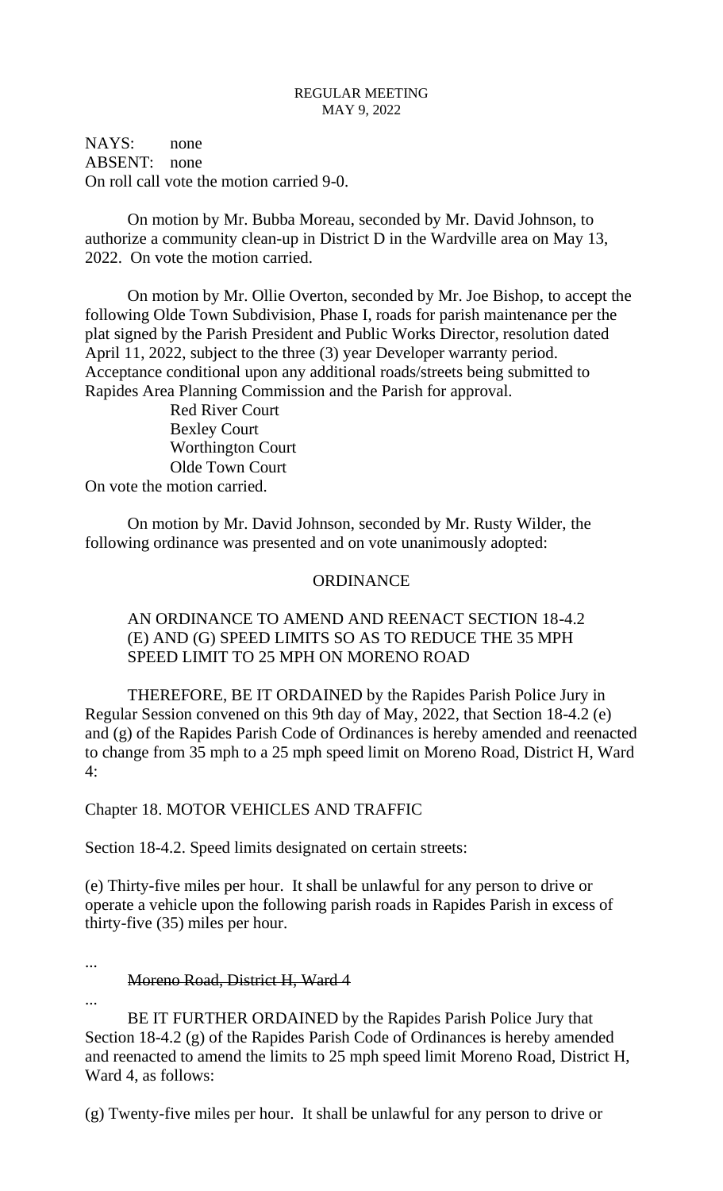NAYS: none
ABSENT: none
On roll call vote the motion carried 9-0.

On motion by Mr. Bubba Moreau, seconded by Mr. David Johnson, to authorize a community clean-up in District D in the Wardville area on May 13, 2022. On vote the motion carried.

On motion by Mr. Ollie Overton, seconded by Mr. Joe Bishop, to accept the following Olde Town Subdivision, Phase I, roads for parish maintenance per the plat signed by the Parish President and Public Works Director, resolution dated April 11, 2022, subject to the three (3) year Developer warranty period. Acceptance conditional upon any additional roads/streets being submitted to Rapides Area Planning Commission and the Parish for approval.

Red River Court
Bexley Court
Worthington Court
Olde Town Court

On vote the motion carried.

On motion by Mr. David Johnson, seconded by Mr. Rusty Wilder, the following ordinance was presented and on vote unanimously adopted:

ORDINANCE

AN ORDINANCE TO AMEND AND REENACT SECTION 18-4.2 (E) AND (G) SPEED LIMITS SO AS TO REDUCE THE 35 MPH SPEED LIMIT TO 25 MPH ON MORENO ROAD

THEREFORE, BE IT ORDAINED by the Rapides Parish Police Jury in Regular Session convened on this 9th day of May, 2022, that Section 18-4.2 (e) and (g) of the Rapides Parish Code of Ordinances is hereby amended and reenacted to change from 35 mph to a 25 mph speed limit on Moreno Road, District H, Ward 4:

Chapter 18. MOTOR VEHICLES AND TRAFFIC

Section 18-4.2. Speed limits designated on certain streets:

(e) Thirty-five miles per hour. It shall be unlawful for any person to drive or operate a vehicle upon the following parish roads in Rapides Parish in excess of thirty-five (35) miles per hour.

...

~~Moreno Road, District H, Ward 4~~

...

BE IT FURTHER ORDAINED by the Rapides Parish Police Jury that Section 18-4.2 (g) of the Rapides Parish Code of Ordinances is hereby amended and reenacted to amend the limits to 25 mph speed limit Moreno Road, District H, Ward 4, as follows:

(g) Twenty-five miles per hour. It shall be unlawful for any person to drive or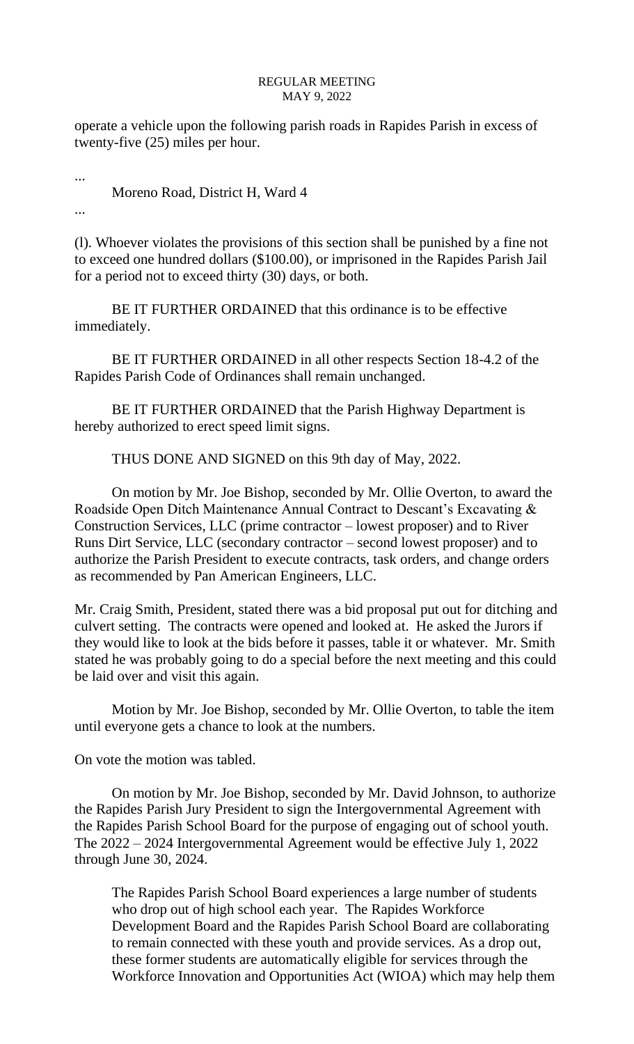operate a vehicle upon the following parish roads in Rapides Parish in excess of twenty-five (25) miles per hour.

...

Moreno Road, District H, Ward 4

...

(l). Whoever violates the provisions of this section shall be punished by a fine not to exceed one hundred dollars ($100.00), or imprisoned in the Rapides Parish Jail for a period not to exceed thirty (30) days, or both.

BE IT FURTHER ORDAINED that this ordinance is to be effective immediately.

BE IT FURTHER ORDAINED in all other respects Section 18-4.2 of the Rapides Parish Code of Ordinances shall remain unchanged.

BE IT FURTHER ORDAINED that the Parish Highway Department is hereby authorized to erect speed limit signs.

THUS DONE AND SIGNED on this 9th day of May, 2022.

On motion by Mr. Joe Bishop, seconded by Mr. Ollie Overton, to award the Roadside Open Ditch Maintenance Annual Contract to Descant's Excavating & Construction Services, LLC (prime contractor – lowest proposer) and to River Runs Dirt Service, LLC (secondary contractor – second lowest proposer) and to authorize the Parish President to execute contracts, task orders, and change orders as recommended by Pan American Engineers, LLC.

Mr. Craig Smith, President, stated there was a bid proposal put out for ditching and culvert setting. The contracts were opened and looked at. He asked the Jurors if they would like to look at the bids before it passes, table it or whatever. Mr. Smith stated he was probably going to do a special before the next meeting and this could be laid over and visit this again.

Motion by Mr. Joe Bishop, seconded by Mr. Ollie Overton, to table the item until everyone gets a chance to look at the numbers.

On vote the motion was tabled.

On motion by Mr. Joe Bishop, seconded by Mr. David Johnson, to authorize the Rapides Parish Jury President to sign the Intergovernmental Agreement with the Rapides Parish School Board for the purpose of engaging out of school youth. The 2022 – 2024 Intergovernmental Agreement would be effective July 1, 2022 through June 30, 2024.

> The Rapides Parish School Board experiences a large number of students who drop out of high school each year. The Rapides Workforce Development Board and the Rapides Parish School Board are collaborating to remain connected with these youth and provide services. As a drop out, these former students are automatically eligible for services through the Workforce Innovation and Opportunities Act (WIOA) which may help them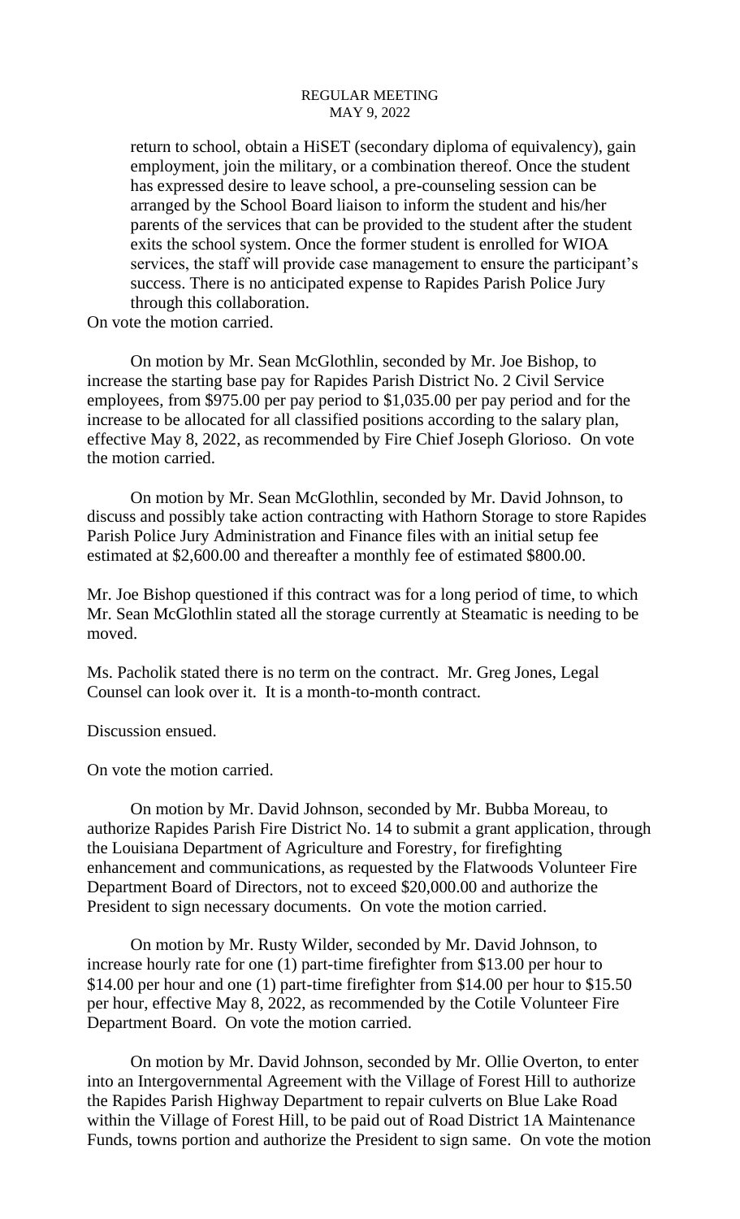return to school, obtain a HiSET (secondary diploma of equivalency), gain employment, join the military, or a combination thereof. Once the student has expressed desire to leave school, a pre-counseling session can be arranged by the School Board liaison to inform the student and his/her parents of the services that can be provided to the student after the student exits the school system. Once the former student is enrolled for WIOA services, the staff will provide case management to ensure the participant's success. There is no anticipated expense to Rapides Parish Police Jury through this collaboration.

On vote the motion carried.

On motion by Mr. Sean McGlothlin, seconded by Mr. Joe Bishop, to increase the starting base pay for Rapides Parish District No. 2 Civil Service employees, from $975.00 per pay period to $1,035.00 per pay period and for the increase to be allocated for all classified positions according to the salary plan, effective May 8, 2022, as recommended by Fire Chief Joseph Glorioso. On vote the motion carried.

On motion by Mr. Sean McGlothlin, seconded by Mr. David Johnson, to discuss and possibly take action contracting with Hathorn Storage to store Rapides Parish Police Jury Administration and Finance files with an initial setup fee estimated at $2,600.00 and thereafter a monthly fee of estimated $800.00.

Mr. Joe Bishop questioned if this contract was for a long period of time, to which Mr. Sean McGlothlin stated all the storage currently at Steamatic is needing to be moved.

Ms. Pacholik stated there is no term on the contract. Mr. Greg Jones, Legal Counsel can look over it. It is a month-to-month contract.

Discussion ensued.

On vote the motion carried.

On motion by Mr. David Johnson, seconded by Mr. Bubba Moreau, to authorize Rapides Parish Fire District No. 14 to submit a grant application, through the Louisiana Department of Agriculture and Forestry, for firefighting enhancement and communications, as requested by the Flatwoods Volunteer Fire Department Board of Directors, not to exceed $20,000.00 and authorize the President to sign necessary documents. On vote the motion carried.

On motion by Mr. Rusty Wilder, seconded by Mr. David Johnson, to increase hourly rate for one (1) part-time firefighter from $13.00 per hour to $14.00 per hour and one (1) part-time firefighter from $14.00 per hour to $15.50 per hour, effective May 8, 2022, as recommended by the Cotile Volunteer Fire Department Board. On vote the motion carried.

On motion by Mr. David Johnson, seconded by Mr. Ollie Overton, to enter into an Intergovernmental Agreement with the Village of Forest Hill to authorize the Rapides Parish Highway Department to repair culverts on Blue Lake Road within the Village of Forest Hill, to be paid out of Road District 1A Maintenance Funds, towns portion and authorize the President to sign same. On vote the motion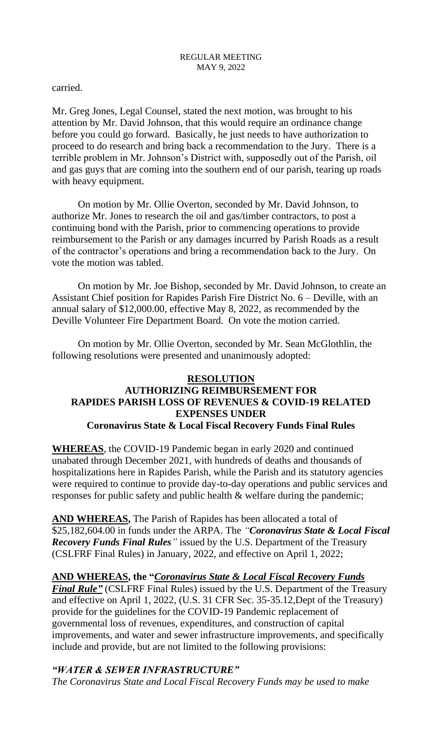carried.

Mr. Greg Jones, Legal Counsel, stated the next motion, was brought to his attention by Mr. David Johnson, that this would require an ordinance change before you could go forward. Basically, he just needs to have authorization to proceed to do research and bring back a recommendation to the Jury. There is a terrible problem in Mr. Johnson's District with, supposedly out of the Parish, oil and gas guys that are coming into the southern end of our parish, tearing up roads with heavy equipment.

On motion by Mr. Ollie Overton, seconded by Mr. David Johnson, to authorize Mr. Jones to research the oil and gas/timber contractors, to post a continuing bond with the Parish, prior to commencing operations to provide reimbursement to the Parish or any damages incurred by Parish Roads as a result of the contractor's operations and bring a recommendation back to the Jury. On vote the motion was tabled.

On motion by Mr. Joe Bishop, seconded by Mr. David Johnson, to create an Assistant Chief position for Rapides Parish Fire District No. 6 – Deville, with an annual salary of $12,000.00, effective May 8, 2022, as recommended by the Deville Volunteer Fire Department Board. On vote the motion carried.

On motion by Mr. Ollie Overton, seconded by Mr. Sean McGlothlin, the following resolutions were presented and unanimously adopted:

## RESOLUTION
## AUTHORIZING REIMBURSEMENT FOR RAPIDES PARISH LOSS OF REVENUES & COVID-19 RELATED EXPENSES UNDER
### Coronavirus State & Local Fiscal Recovery Funds Final Rules

**WHEREAS**, the COVID-19 Pandemic began in early 2020 and continued unabated through December 2021, with hundreds of deaths and thousands of hospitalizations here in Rapides Parish, while the Parish and its statutory agencies were required to continue to provide day-to-day operations and public services and responses for public safety and public health & welfare during the pandemic;

**AND WHEREAS,** The Parish of Rapides has been allocated a total of $25,182,604.00 in funds under the ARPA. The *"**Coronavirus State & Local Fiscal Recovery Funds Final Rules**"* issued by the U.S. Department of the Treasury (CSLFRF Final Rules) in January, 2022, and effective on April 1, 2022;

**AND WHEREAS, the "*Coronavirus State & Local Fiscal Recovery Funds Final Rule*"** (CSLFRF Final Rules) issued by the U.S. Department of the Treasury and effective on April 1, 2022, (U.S. 31 CFR Sec. 35-35.12,Dept of the Treasury) provide for the guidelines for the COVID-19 Pandemic replacement of governmental loss of revenues, expenditures, and construction of capital improvements, and water and sewer infrastructure improvements, and specifically include and provide, but are not limited to the following provisions:

***"WATER & SEWER INFRASTRUCTURE"***

*The Coronavirus State and Local Fiscal Recovery Funds may be used to make*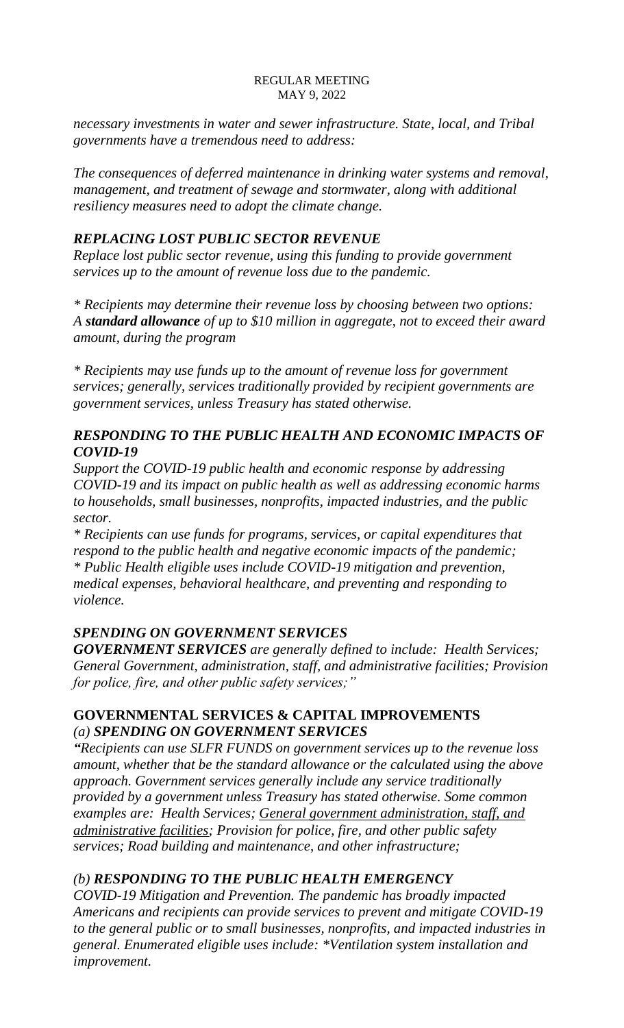*necessary investments in water and sewer infrastructure. State, local, and Tribal governments have a tremendous need to address:*

*The consequences of deferred maintenance in drinking water systems and removal, management, and treatment of sewage and stormwater, along with additional resiliency measures need to adopt the climate change.*

### *REPLACING LOST PUBLIC SECTOR REVENUE*

*Replace lost public sector revenue, using this funding to provide government services up to the amount of revenue loss due to the pandemic.*

*\* Recipients may determine their revenue loss by choosing between two options: A **standard allowance** of up to $10 million in aggregate, not to exceed their award amount, during the program*

*\* Recipients may use funds up to the amount of revenue loss for government services; generally, services traditionally provided by recipient governments are government services, unless Treasury has stated otherwise.*

### *RESPONDING TO THE PUBLIC HEALTH AND ECONOMIC IMPACTS OF COVID-19*

*Support the COVID-19 public health and economic response by addressing COVID-19 and its impact on public health as well as addressing economic harms to households, small businesses, nonprofits, impacted industries, and the public sector.*
*\* Recipients can use funds for programs, services, or capital expenditures that respond to the public health and negative economic impacts of the pandemic;*
*\* Public Health eligible uses include COVID-19 mitigation and prevention, medical expenses, behavioral healthcare, and preventing and responding to violence.*

### *SPENDING ON GOVERNMENT SERVICES*

***GOVERNMENT SERVICES** are generally defined to include: Health Services; General Government, administration, staff, and administrative facilities; Provision for police, fire, and other public safety services;"*

### GOVERNMENTAL SERVICES & CAPITAL IMPROVEMENTS

*(a)* ***SPENDING ON GOVERNMENT SERVICES***

*"Recipients can use SLFR FUNDS on government services up to the revenue loss amount, whether that be the standard allowance or the calculated using the above approach. Government services generally include any service traditionally provided by a government unless Treasury has stated otherwise. Some common examples are: Health Services; <u>General government administration, staff, and administrative facilities</u>; Provision for police, fire, and other public safety services; Road building and maintenance, and other infrastructure;*

*(b)* ***RESPONDING TO THE PUBLIC HEALTH EMERGENCY***

*COVID-19 Mitigation and Prevention. The pandemic has broadly impacted Americans and recipients can provide services to prevent and mitigate COVID-19 to the general public or to small businesses, nonprofits, and impacted industries in general. Enumerated eligible uses include: \*Ventilation system installation and improvement.*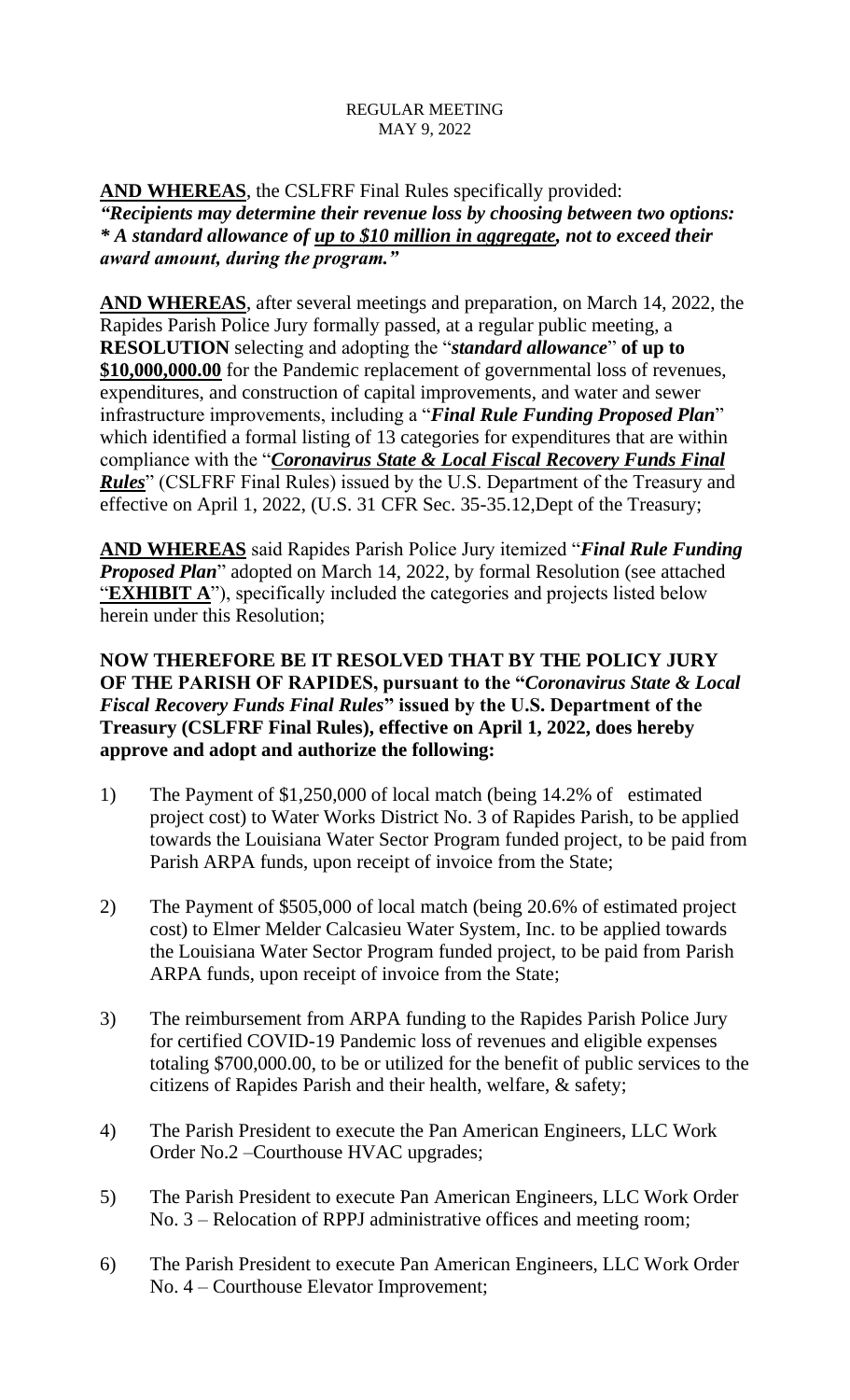**AND WHEREAS**, the CSLFRF Final Rules specifically provided:
***"Recipients may determine their revenue loss by choosing between two options:***
***\* A standard allowance of <u>up to $10 million in aggregate</u>, not to exceed their award amount, during the program."***

**AND WHEREAS**, after several meetings and preparation, on March 14, 2022, the Rapides Parish Police Jury formally passed, at a regular public meeting, a **RESOLUTION** selecting and adopting the "***standard allowance*" of up to $10,000,000.00** for the Pandemic replacement of governmental loss of revenues, expenditures, and construction of capital improvements, and water and sewer infrastructure improvements, including a "***Final Rule Funding Proposed Plan***" which identified a formal listing of 13 categories for expenditures that are within compliance with the "***<u>Coronavirus State & Local Fiscal Recovery Funds Final Rules</u>***" (CSLFRF Final Rules) issued by the U.S. Department of the Treasury and effective on April 1, 2022, (U.S. 31 CFR Sec. 35-35.12,Dept of the Treasury;

**AND WHEREAS** said Rapides Parish Police Jury itemized "***Final Rule Funding Proposed Plan***" adopted on March 14, 2022, by formal Resolution (see attached "**<u>EXHIBIT A</u>**"), specifically included the categories and projects listed below herein under this Resolution;

**NOW THEREFORE BE IT RESOLVED THAT BY THE POLICY JURY OF THE PARISH OF RAPIDES, pursuant to the "*Coronavirus State & Local Fiscal Recovery Funds Final Rules*" issued by the U.S. Department of the Treasury (CSLFRF Final Rules), effective on April 1, 2022, does hereby approve and adopt and authorize the following:**

1) The Payment of $1,250,000 of local match (being 14.2% of estimated project cost) to Water Works District No. 3 of Rapides Parish, to be applied towards the Louisiana Water Sector Program funded project, to be paid from Parish ARPA funds, upon receipt of invoice from the State;

2) The Payment of $505,000 of local match (being 20.6% of estimated project cost) to Elmer Melder Calcasieu Water System, Inc. to be applied towards the Louisiana Water Sector Program funded project, to be paid from Parish ARPA funds, upon receipt of invoice from the State;

3) The reimbursement from ARPA funding to the Rapides Parish Police Jury for certified COVID-19 Pandemic loss of revenues and eligible expenses totaling $700,000.00, to be or utilized for the benefit of public services to the citizens of Rapides Parish and their health, welfare, & safety;

4) The Parish President to execute the Pan American Engineers, LLC Work Order No.2 –Courthouse HVAC upgrades;

5) The Parish President to execute Pan American Engineers, LLC Work Order No. 3 – Relocation of RPPJ administrative offices and meeting room;

6) The Parish President to execute Pan American Engineers, LLC Work Order No. 4 – Courthouse Elevator Improvement;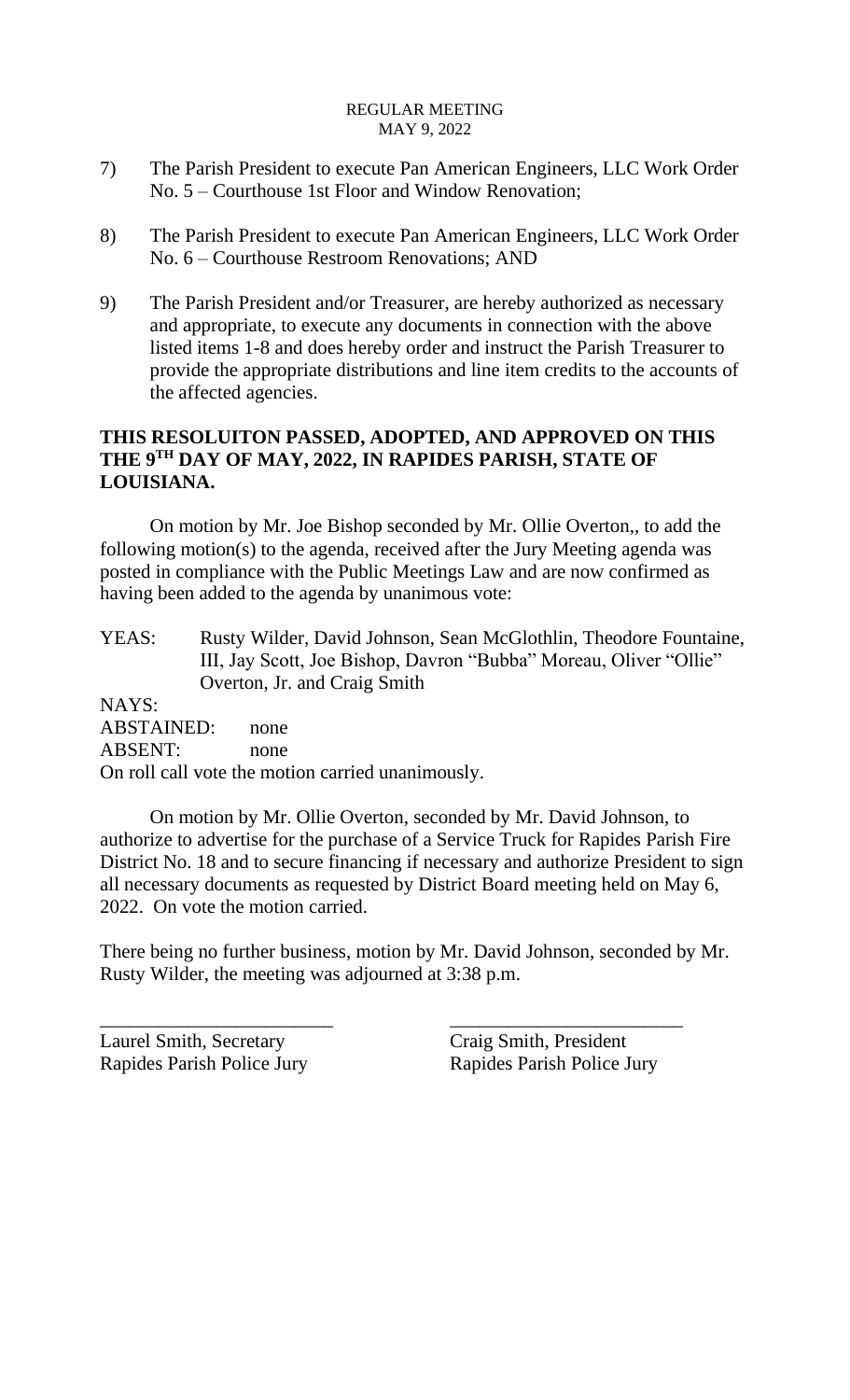7) The Parish President to execute Pan American Engineers, LLC Work Order No. 5 – Courthouse 1st Floor and Window Renovation;

8) The Parish President to execute Pan American Engineers, LLC Work Order No. 6 – Courthouse Restroom Renovations; AND

9) The Parish President and/or Treasurer, are hereby authorized as necessary and appropriate, to execute any documents in connection with the above listed items 1-8 and does hereby order and instruct the Parish Treasurer to provide the appropriate distributions and line item credits to the accounts of the affected agencies.

**THIS RESOLUITON PASSED, ADOPTED, AND APPROVED ON THIS THE 9TH DAY OF MAY, 2022, IN RAPIDES PARISH, STATE OF LOUISIANA.**

On motion by Mr. Joe Bishop seconded by Mr. Ollie Overton,, to add the following motion(s) to the agenda, received after the Jury Meeting agenda was posted in compliance with the Public Meetings Law and are now confirmed as having been added to the agenda by unanimous vote:

YEAS: Rusty Wilder, David Johnson, Sean McGlothlin, Theodore Fountaine, III, Jay Scott, Joe Bishop, Davron "Bubba" Moreau, Oliver "Ollie" Overton, Jr. and Craig Smith
NAYS:
ABSTAINED: none
ABSENT: none
On roll call vote the motion carried unanimously.

On motion by Mr. Ollie Overton, seconded by Mr. David Johnson, to authorize to advertise for the purchase of a Service Truck for Rapides Parish Fire District No. 18 and to secure financing if necessary and authorize President to sign all necessary documents as requested by District Board meeting held on May 6, 2022. On vote the motion carried.

There being no further business, motion by Mr. David Johnson, seconded by Mr. Rusty Wilder, the meeting was adjourned at 3:38 p.m.

________________________ ________________________

Laurel Smith, Secretary
Rapides Parish Police Jury

Craig Smith, President
Rapides Parish Police Jury